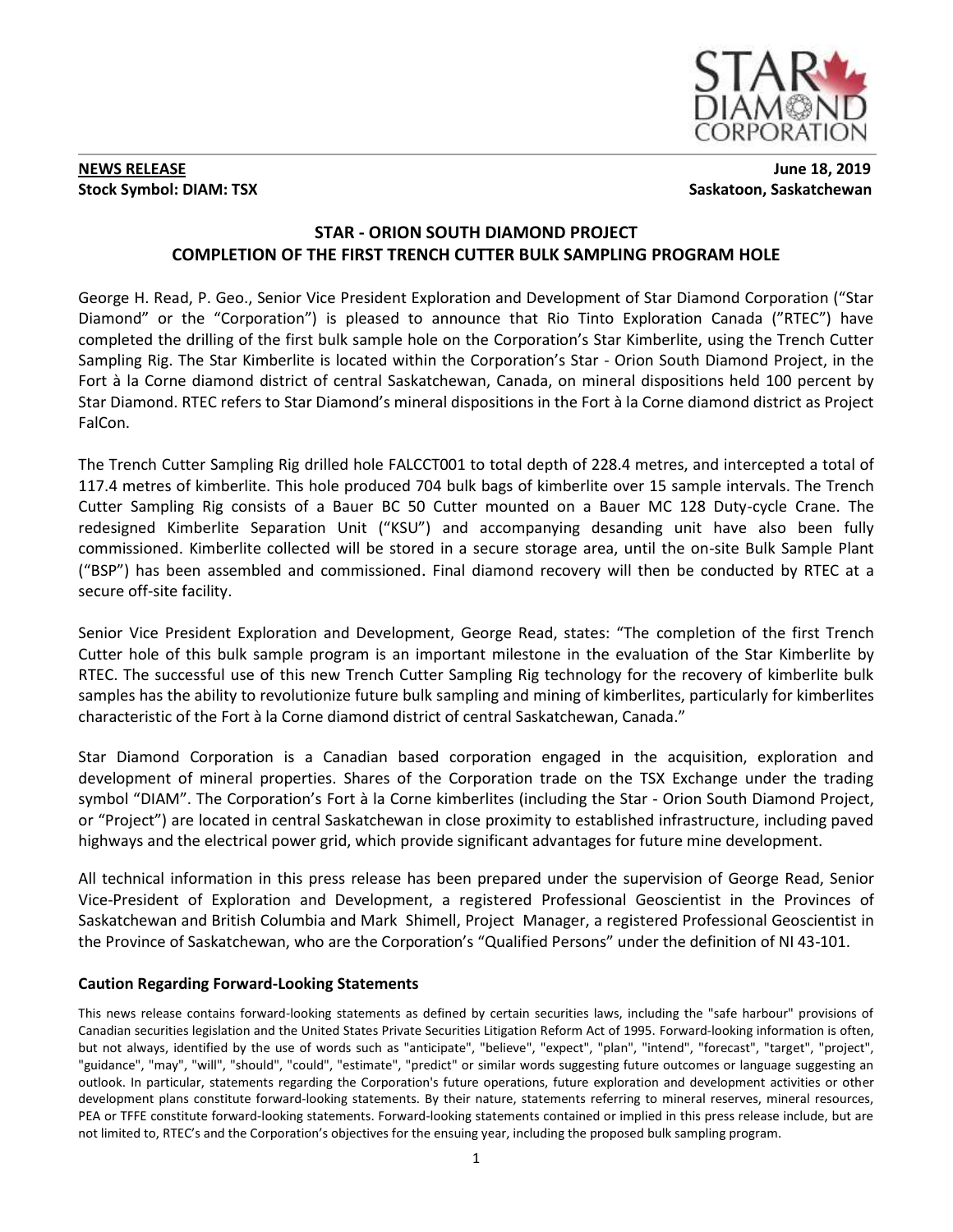**NEWS RELEASE**
**Stock Symbol: DIAM: TSX**

**June 18, 2019**
**Saskatoon, Saskatchewan**

## STAR - ORION SOUTH DIAMOND PROJECT
## COMPLETION OF THE FIRST TRENCH CUTTER BULK SAMPLING PROGRAM HOLE

George H. Read, P. Geo., Senior Vice President Exploration and Development of Star Diamond Corporation ("Star Diamond" or the "Corporation") is pleased to announce that Rio Tinto Exploration Canada ("RTEC") have completed the drilling of the first bulk sample hole on the Corporation's Star Kimberlite, using the Trench Cutter Sampling Rig. The Star Kimberlite is located within the Corporation's Star - Orion South Diamond Project, in the Fort à la Corne diamond district of central Saskatchewan, Canada, on mineral dispositions held 100 percent by Star Diamond. RTEC refers to Star Diamond's mineral dispositions in the Fort à la Corne diamond district as Project FalCon.

The Trench Cutter Sampling Rig drilled hole FALCCT001 to total depth of 228.4 metres, and intercepted a total of 117.4 metres of kimberlite. This hole produced 704 bulk bags of kimberlite over 15 sample intervals. The Trench Cutter Sampling Rig consists of a Bauer BC 50 Cutter mounted on a Bauer MC 128 Duty-cycle Crane. The redesigned Kimberlite Separation Unit ("KSU") and accompanying desanding unit have also been fully commissioned. Kimberlite collected will be stored in a secure storage area, until the on-site Bulk Sample Plant ("BSP") has been assembled and commissioned. Final diamond recovery will then be conducted by RTEC at a secure off-site facility.

Senior Vice President Exploration and Development, George Read, states: "The completion of the first Trench Cutter hole of this bulk sample program is an important milestone in the evaluation of the Star Kimberlite by RTEC. The successful use of this new Trench Cutter Sampling Rig technology for the recovery of kimberlite bulk samples has the ability to revolutionize future bulk sampling and mining of kimberlites, particularly for kimberlites characteristic of the Fort à la Corne diamond district of central Saskatchewan, Canada."

Star Diamond Corporation is a Canadian based corporation engaged in the acquisition, exploration and development of mineral properties. Shares of the Corporation trade on the TSX Exchange under the trading symbol "DIAM". The Corporation's Fort à la Corne kimberlites (including the Star - Orion South Diamond Project, or "Project") are located in central Saskatchewan in close proximity to established infrastructure, including paved highways and the electrical power grid, which provide significant advantages for future mine development.

All technical information in this press release has been prepared under the supervision of George Read, Senior Vice-President of Exploration and Development, a registered Professional Geoscientist in the Provinces of Saskatchewan and British Columbia and Mark Shimell, Project Manager, a registered Professional Geoscientist in the Province of Saskatchewan, who are the Corporation's "Qualified Persons" under the definition of NI 43-101.

### Caution Regarding Forward-Looking Statements

This news release contains forward-looking statements as defined by certain securities laws, including the "safe harbour" provisions of Canadian securities legislation and the United States Private Securities Litigation Reform Act of 1995. Forward-looking information is often, but not always, identified by the use of words such as "anticipate", "believe", "expect", "plan", "intend", "forecast", "target", "project", "guidance", "may", "will", "should", "could", "estimate", "predict" or similar words suggesting future outcomes or language suggesting an outlook. In particular, statements regarding the Corporation's future operations, future exploration and development activities or other development plans constitute forward-looking statements. By their nature, statements referring to mineral reserves, mineral resources, PEA or TFFE constitute forward-looking statements. Forward-looking statements contained or implied in this press release include, but are not limited to, RTEC's and the Corporation's objectives for the ensuing year, including the proposed bulk sampling program.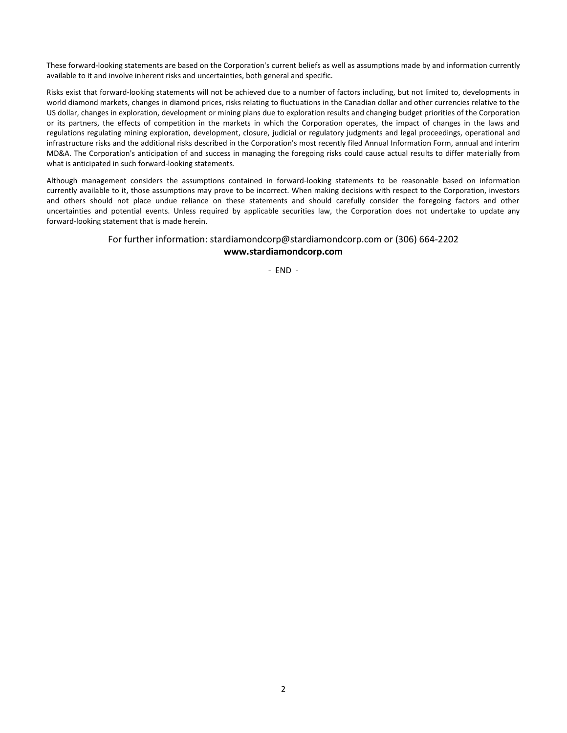These forward-looking statements are based on the Corporation's current beliefs as well as assumptions made by and information currently available to it and involve inherent risks and uncertainties, both general and specific.

Risks exist that forward-looking statements will not be achieved due to a number of factors including, but not limited to, developments in world diamond markets, changes in diamond prices, risks relating to fluctuations in the Canadian dollar and other currencies relative to the US dollar, changes in exploration, development or mining plans due to exploration results and changing budget priorities of the Corporation or its partners, the effects of competition in the markets in which the Corporation operates, the impact of changes in the laws and regulations regulating mining exploration, development, closure, judicial or regulatory judgments and legal proceedings, operational and infrastructure risks and the additional risks described in the Corporation's most recently filed Annual Information Form, annual and interim MD&A. The Corporation's anticipation of and success in managing the foregoing risks could cause actual results to differ materially from what is anticipated in such forward-looking statements.

Although management considers the assumptions contained in forward-looking statements to be reasonable based on information currently available to it, those assumptions may prove to be incorrect. When making decisions with respect to the Corporation, investors and others should not place undue reliance on these statements and should carefully consider the foregoing factors and other uncertainties and potential events. Unless required by applicable securities law, the Corporation does not undertake to update any forward-looking statement that is made herein.

For further information: stardiamondcorp@stardiamondcorp.com or (306) 664-2202

**www.stardiamondcorp.com**

- END -